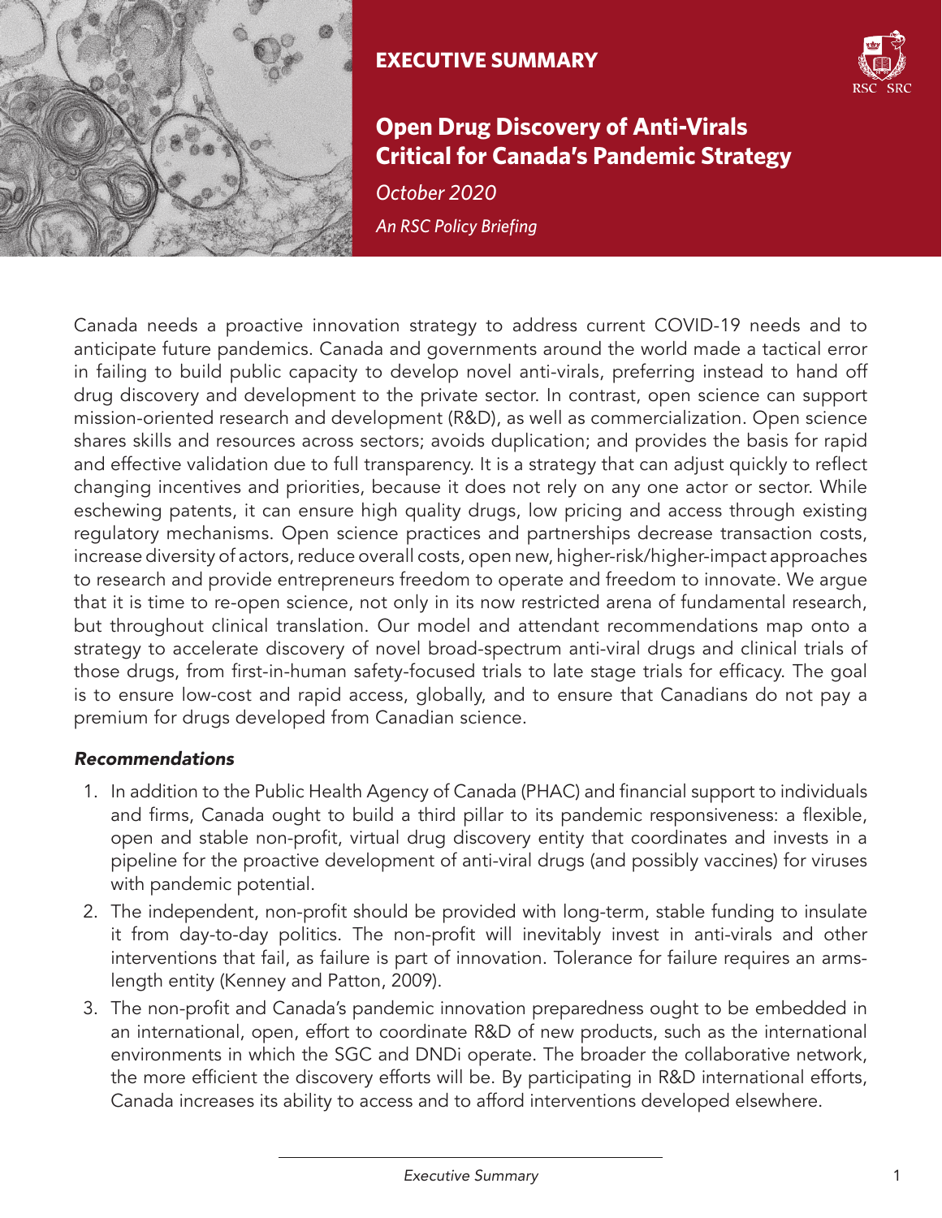**EXECUTIVE SUMMARY**

# Open Drug Discovery of Anti-Virals Critical for Canada's Pandemic Strategy

*October 2020*

*An RSC Policy Briefing*

Canada needs a proactive innovation strategy to address current COVID-19 needs and to anticipate future pandemics. Canada and governments around the world made a tactical error in failing to build public capacity to develop novel anti-virals, preferring instead to hand off drug discovery and development to the private sector. In contrast, open science can support mission-oriented research and development (R&D), as well as commercialization. Open science shares skills and resources across sectors; avoids duplication; and provides the basis for rapid and effective validation due to full transparency. It is a strategy that can adjust quickly to reflect changing incentives and priorities, because it does not rely on any one actor or sector. While eschewing patents, it can ensure high quality drugs, low pricing and access through existing regulatory mechanisms. Open science practices and partnerships decrease transaction costs, increase diversity of actors, reduce overall costs, open new, higher-risk/higher-impact approaches to research and provide entrepreneurs freedom to operate and freedom to innovate. We argue that it is time to re-open science, not only in its now restricted arena of fundamental research, but throughout clinical translation. Our model and attendant recommendations map onto a strategy to accelerate discovery of novel broad-spectrum anti-viral drugs and clinical trials of those drugs, from first-in-human safety-focused trials to late stage trials for efficacy. The goal is to ensure low-cost and rapid access, globally, and to ensure that Canadians do not pay a premium for drugs developed from Canadian science.

***Recommendations***

1. In addition to the Public Health Agency of Canada (PHAC) and financial support to individuals and firms, Canada ought to build a third pillar to its pandemic responsiveness: a flexible, open and stable non-profit, virtual drug discovery entity that coordinates and invests in a pipeline for the proactive development of anti-viral drugs (and possibly vaccines) for viruses with pandemic potential.
2. The independent, non-profit should be provided with long-term, stable funding to insulate it from day-to-day politics. The non-profit will inevitably invest in anti-virals and other interventions that fail, as failure is part of innovation. Tolerance for failure requires an arms-length entity (Kenney and Patton, 2009).
3. The non-profit and Canada's pandemic innovation preparedness ought to be embedded in an international, open, effort to coordinate R&D of new products, such as the international environments in which the SGC and DNDi operate. The broader the collaborative network, the more efficient the discovery efforts will be. By participating in R&D international efforts, Canada increases its ability to access and to afford interventions developed elsewhere.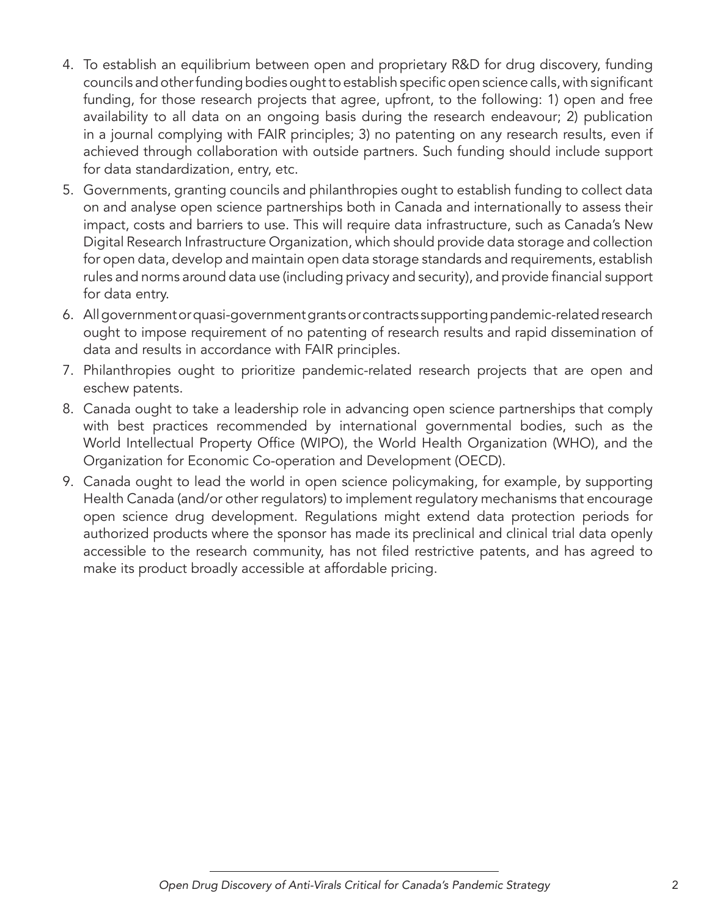4. To establish an equilibrium between open and proprietary R&D for drug discovery, funding councils and other funding bodies ought to establish specific open science calls, with significant funding, for those research projects that agree, upfront, to the following: 1) open and free availability to all data on an ongoing basis during the research endeavour; 2) publication in a journal complying with FAIR principles; 3) no patenting on any research results, even if achieved through collaboration with outside partners. Such funding should include support for data standardization, entry, etc.
5. Governments, granting councils and philanthropies ought to establish funding to collect data on and analyse open science partnerships both in Canada and internationally to assess their impact, costs and barriers to use. This will require data infrastructure, such as Canada's New Digital Research Infrastructure Organization, which should provide data storage and collection for open data, develop and maintain open data storage standards and requirements, establish rules and norms around data use (including privacy and security), and provide financial support for data entry.
6. All government or quasi-government grants or contracts supporting pandemic-related research ought to impose requirement of no patenting of research results and rapid dissemination of data and results in accordance with FAIR principles.
7. Philanthropies ought to prioritize pandemic-related research projects that are open and eschew patents.
8. Canada ought to take a leadership role in advancing open science partnerships that comply with best practices recommended by international governmental bodies, such as the World Intellectual Property Office (WIPO), the World Health Organization (WHO), and the Organization for Economic Co-operation and Development (OECD).
9. Canada ought to lead the world in open science policymaking, for example, by supporting Health Canada (and/or other regulators) to implement regulatory mechanisms that encourage open science drug development. Regulations might extend data protection periods for authorized products where the sponsor has made its preclinical and clinical trial data openly accessible to the research community, has not filed restrictive patents, and has agreed to make its product broadly accessible at affordable pricing.